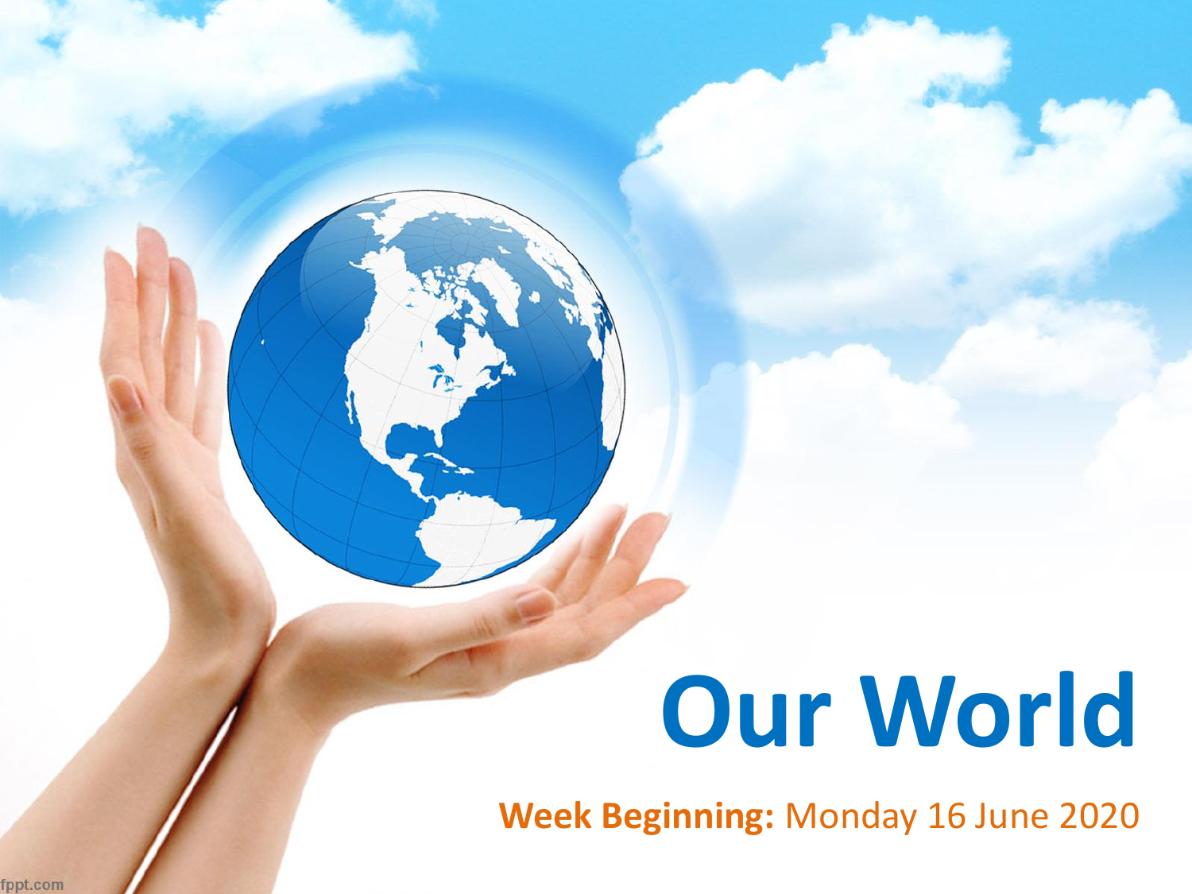# Our World

**Week Beginning:** Monday 16 June 2020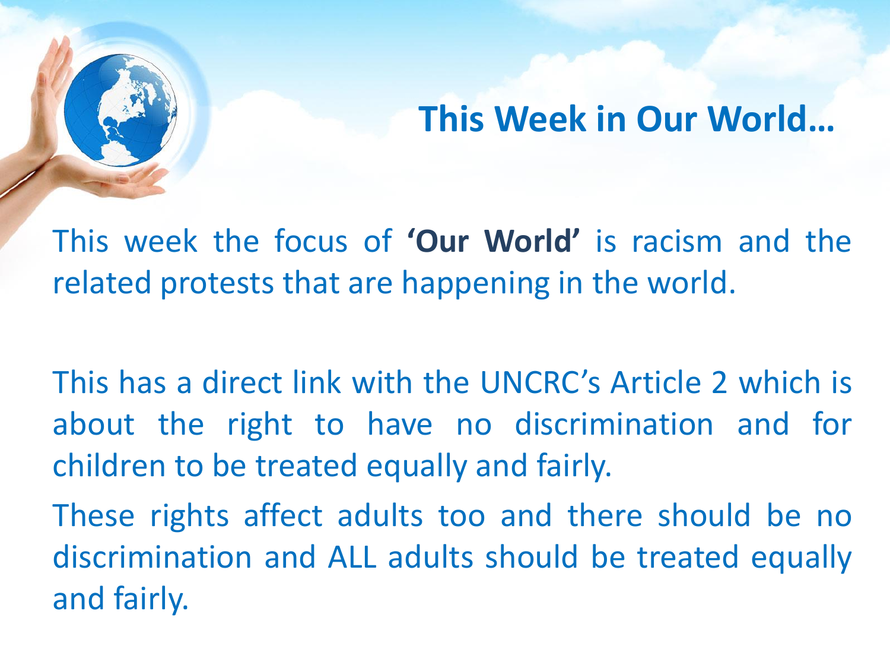# This Week in Our World…

This week the focus of **'Our World'** is racism and the related protests that are happening in the world.

This has a direct link with the UNCRC's Article 2 which is about the right to have no discrimination and for children to be treated equally and fairly.

These rights affect adults too and there should be no discrimination and ALL adults should be treated equally and fairly.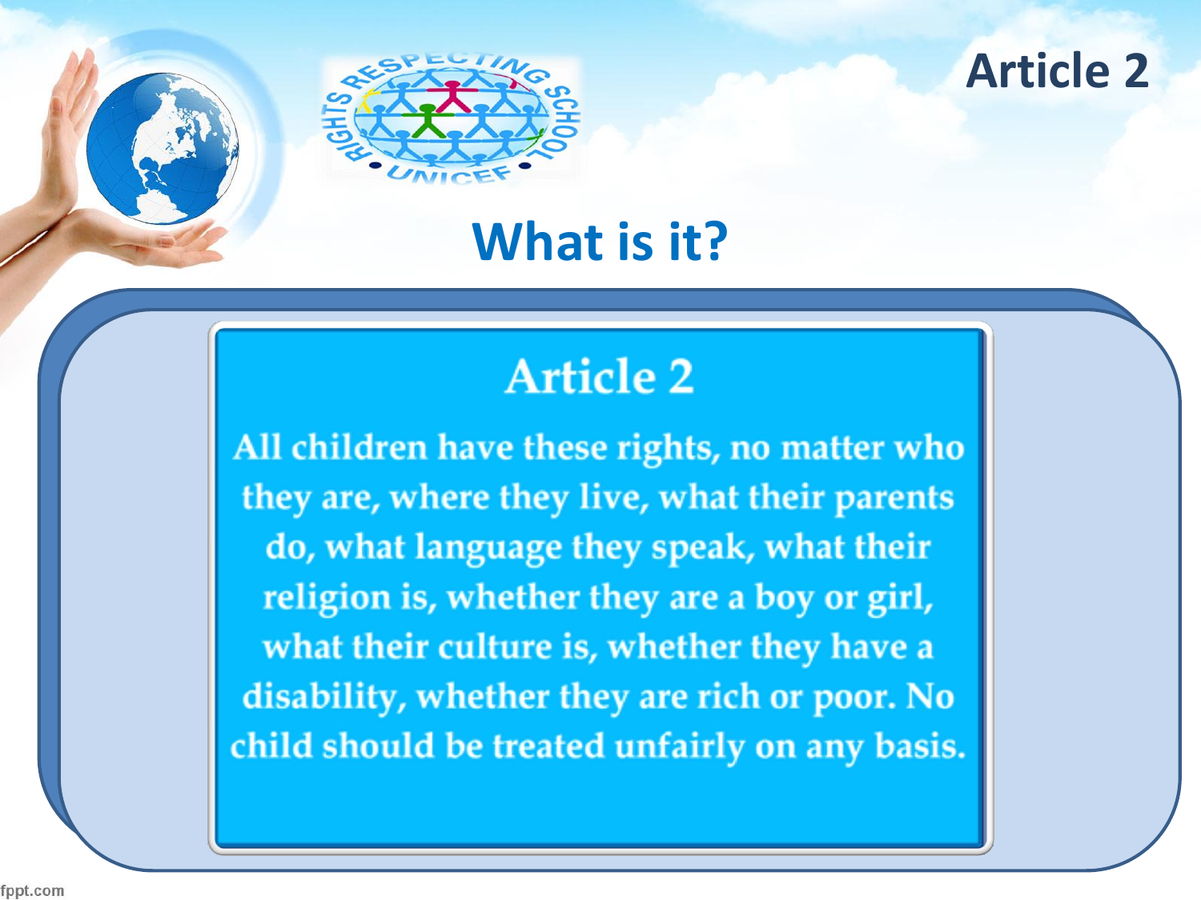# Article 2

## What is it?

### Article 2

All children have these rights, no matter who they are, where they live, what their parents do, what language they speak, what their religion is, whether they are a boy or girl, what their culture is, whether they have a disability, whether they are rich or poor. No child should be treated unfairly on any basis.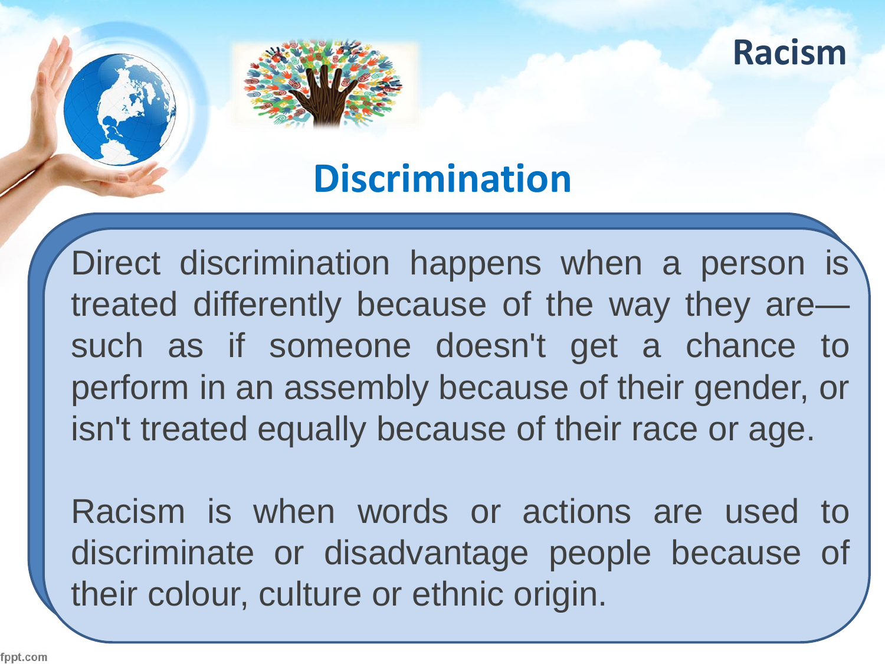Racism

## Discrimination

Direct discrimination happens when a person is treated differently because of the way they are—such as if someone doesn't get a chance to perform in an assembly because of their gender, or isn't treated equally because of their race or age.

Racism is when words or actions are used to discriminate or disadvantage people because of their colour, culture or ethnic origin.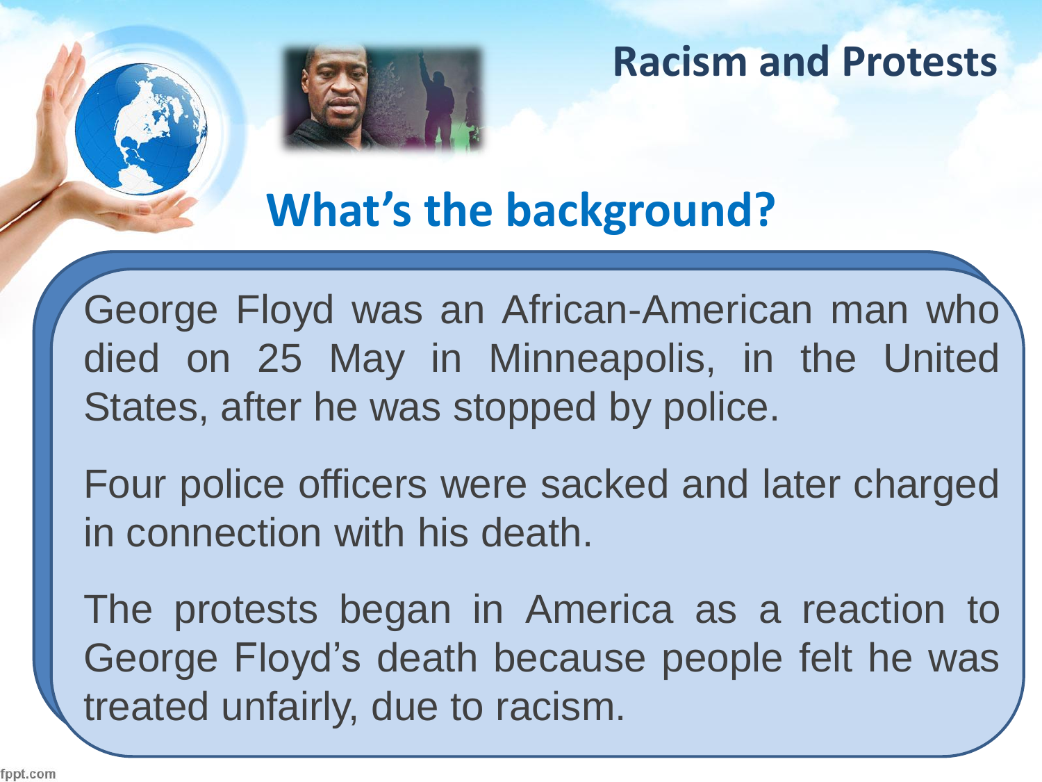# Racism and Protests

## What's the background?

George Floyd was an African-American man who died on 25 May in Minneapolis, in the United States, after he was stopped by police.

Four police officers were sacked and later charged in connection with his death.

The protests began in America as a reaction to George Floyd's death because people felt he was treated unfairly, due to racism.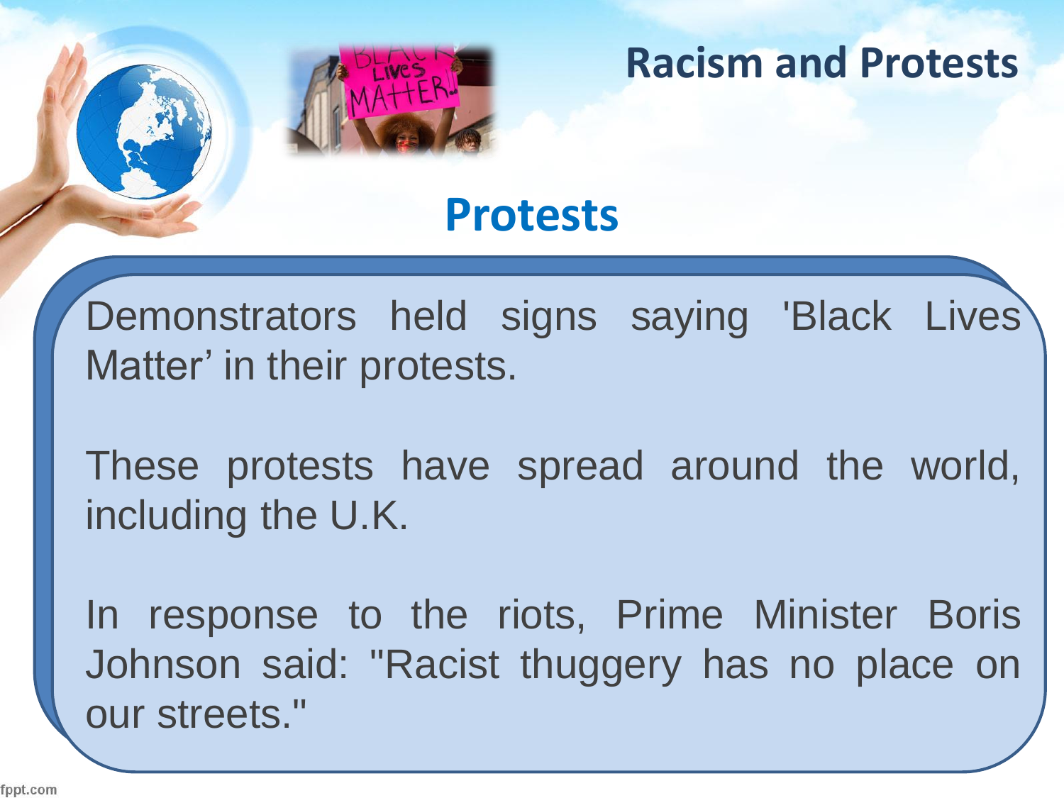# Racism and Protests

## Protests

Demonstrators held signs saying 'Black Lives Matter' in their protests.

These protests have spread around the world, including the U.K.

In response to the riots, Prime Minister Boris Johnson said: "Racist thuggery has no place on our streets."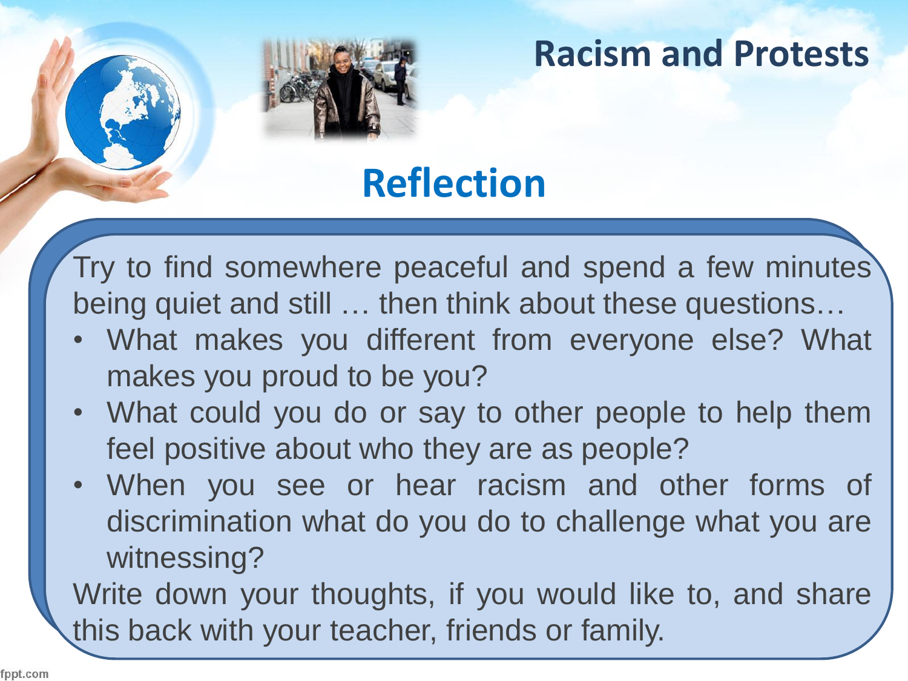# Racism and Protests

## Reflection

Try to find somewhere peaceful and spend a few minutes being quiet and still … then think about these questions…

- What makes you different from everyone else? What makes you proud to be you?
- What could you do or say to other people to help them feel positive about who they are as people?
- When you see or hear racism and other forms of discrimination what do you do to challenge what you are witnessing?

Write down your thoughts, if you would like to, and share this back with your teacher, friends or family.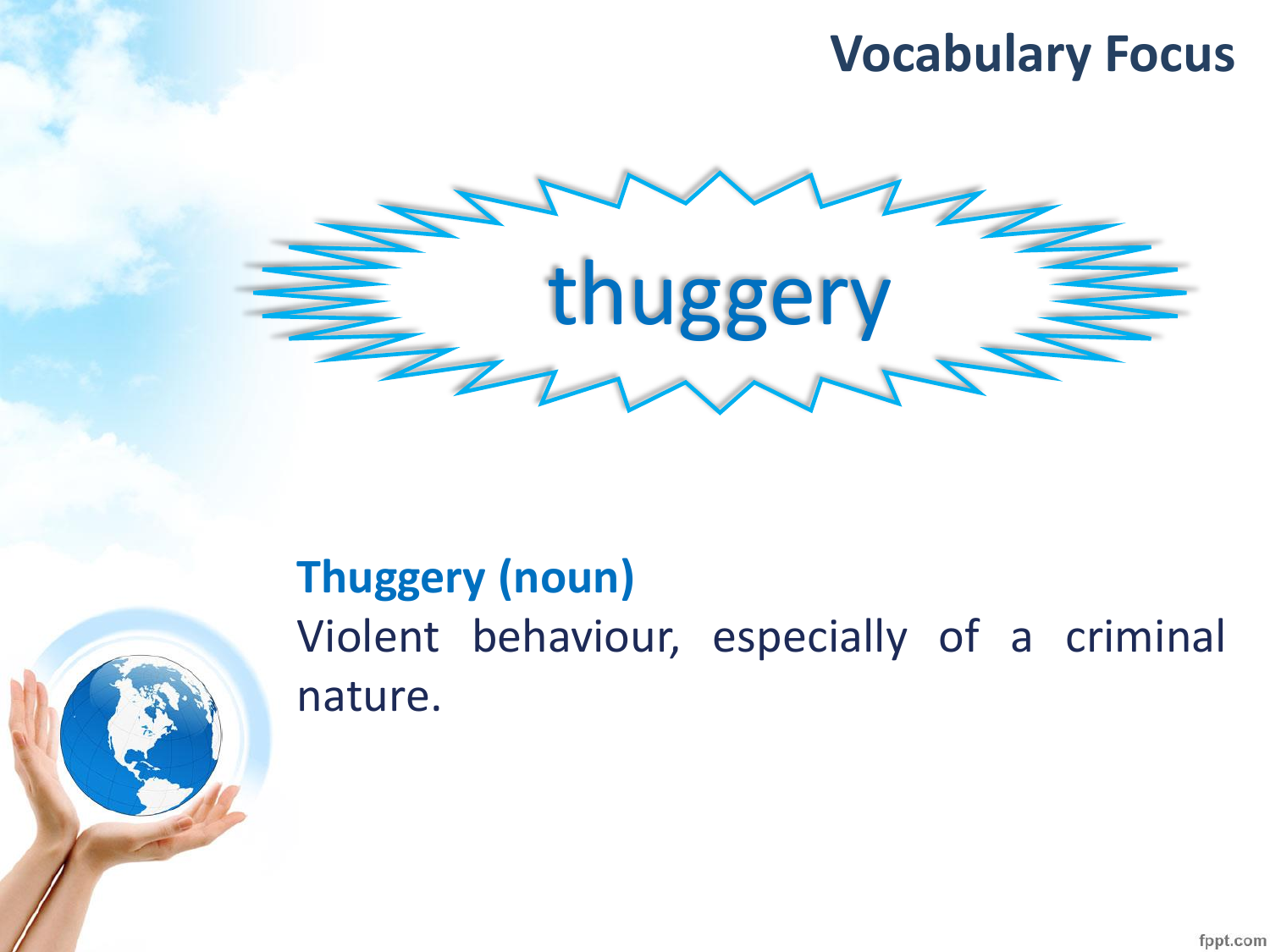## Vocabulary Focus

# thuggery

**Thuggery (noun)**

Violent behaviour, especially of a criminal nature.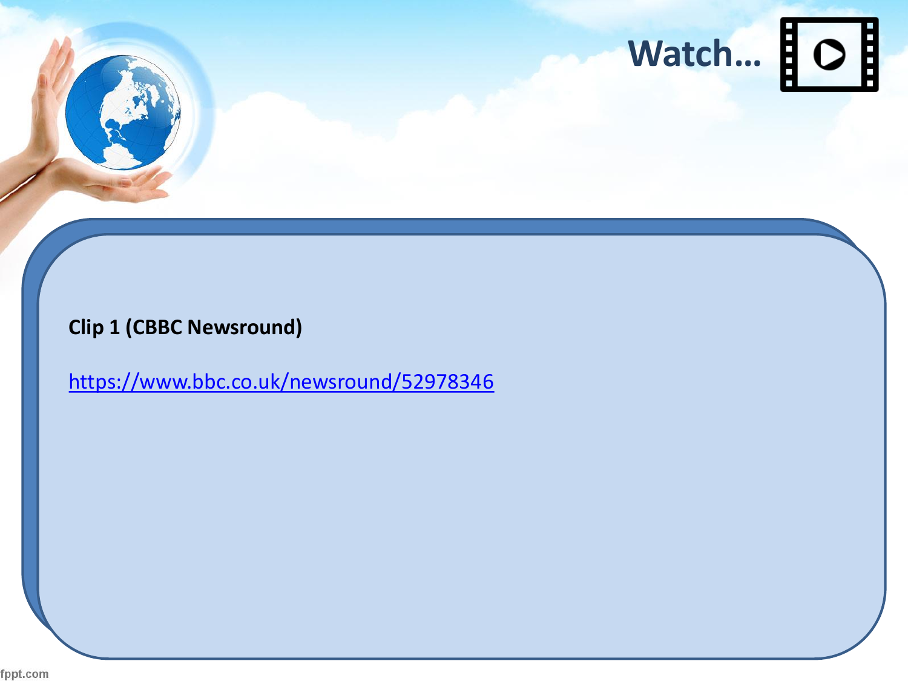# Watch…

**Clip 1 (CBBC Newsround)**

https://www.bbc.co.uk/newsround/52978346